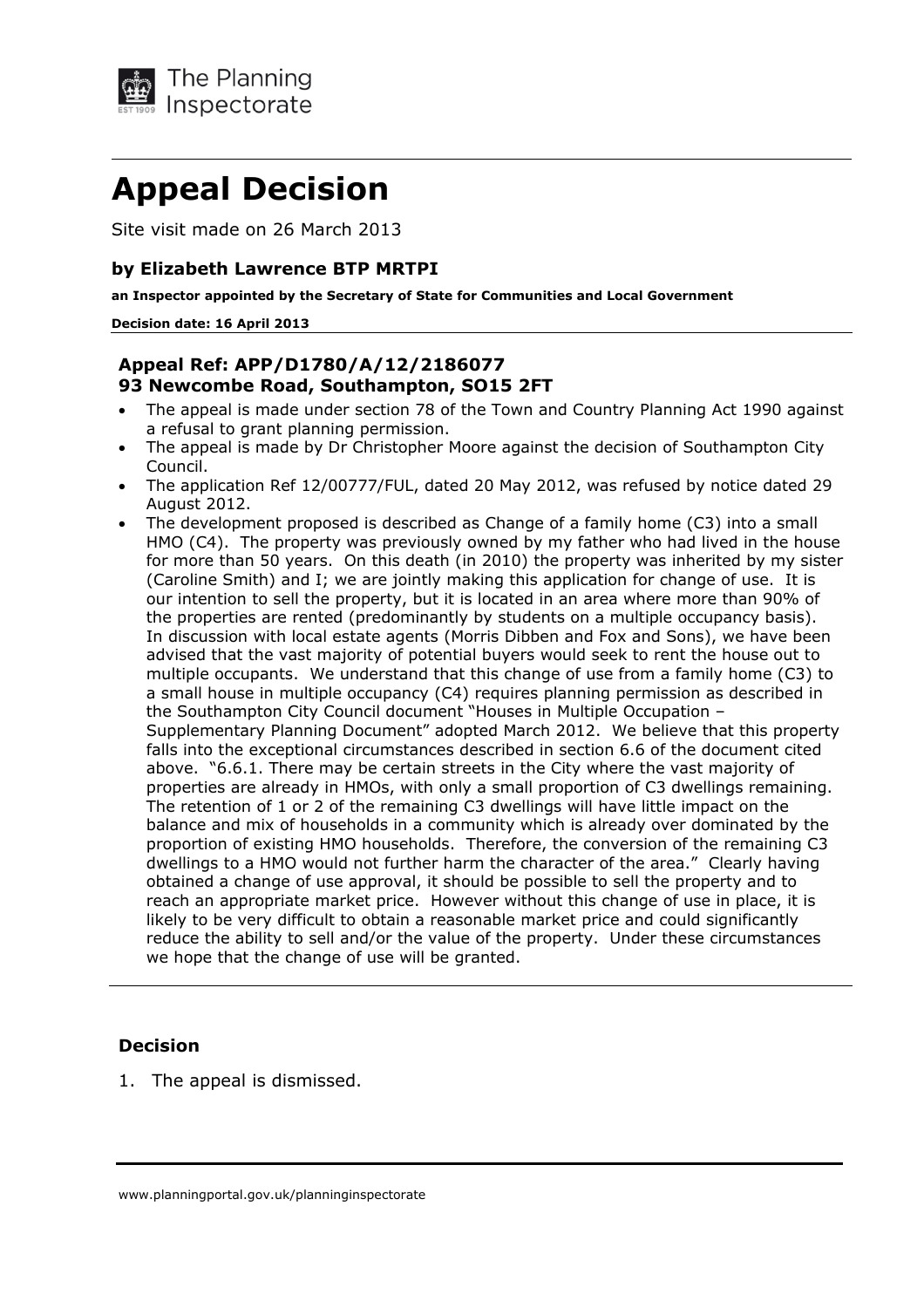The Planning Inspectorate

# Appeal Decision

Site visit made on 26 March 2013

### by Elizabeth Lawrence BTP MRTPI

**an Inspector appointed by the Secretary of State for Communities and Local Government**

**Decision date: 16 April 2013**

### Appeal Ref: APP/D1780/A/12/2186077
### 93 Newcombe Road, Southampton, SO15 2FT

- The appeal is made under section 78 of the Town and Country Planning Act 1990 against a refusal to grant planning permission.
- The appeal is made by Dr Christopher Moore against the decision of Southampton City Council.
- The application Ref 12/00777/FUL, dated 20 May 2012, was refused by notice dated 29 August 2012.
- The development proposed is described as Change of a family home (C3) into a small HMO (C4). The property was previously owned by my father who had lived in the house for more than 50 years. On this death (in 2010) the property was inherited by my sister (Caroline Smith) and I; we are jointly making this application for change of use. It is our intention to sell the property, but it is located in an area where more than 90% of the properties are rented (predominantly by students on a multiple occupancy basis). In discussion with local estate agents (Morris Dibben and Fox and Sons), we have been advised that the vast majority of potential buyers would seek to rent the house out to multiple occupants. We understand that this change of use from a family home (C3) to a small house in multiple occupancy (C4) requires planning permission as described in the Southampton City Council document "Houses in Multiple Occupation – Supplementary Planning Document" adopted March 2012. We believe that this property falls into the exceptional circumstances described in section 6.6 of the document cited above. "6.6.1. There may be certain streets in the City where the vast majority of properties are already in HMOs, with only a small proportion of C3 dwellings remaining. The retention of 1 or 2 of the remaining C3 dwellings will have little impact on the balance and mix of households in a community which is already over dominated by the proportion of existing HMO households. Therefore, the conversion of the remaining C3 dwellings to a HMO would not further harm the character of the area." Clearly having obtained a change of use approval, it should be possible to sell the property and to reach an appropriate market price. However without this change of use in place, it is likely to be very difficult to obtain a reasonable market price and could significantly reduce the ability to sell and/or the value of the property. Under these circumstances we hope that the change of use will be granted.

### Decision

1. The appeal is dismissed.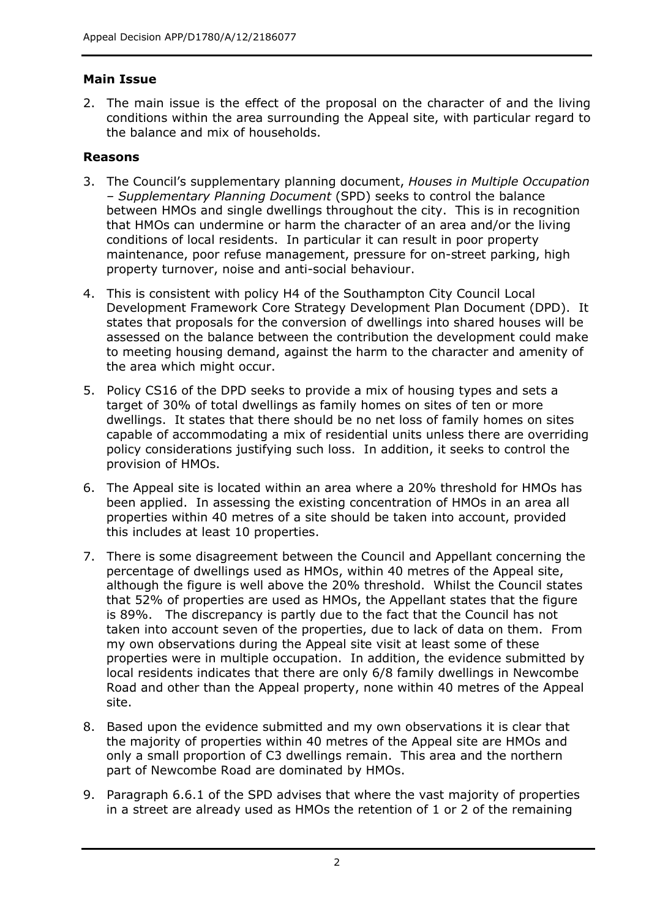### Main Issue

2. The main issue is the effect of the proposal on the character of and the living conditions within the area surrounding the Appeal site, with particular regard to the balance and mix of households.

### Reasons

3. The Council's supplementary planning document, *Houses in Multiple Occupation – Supplementary Planning Document* (SPD) seeks to control the balance between HMOs and single dwellings throughout the city. This is in recognition that HMOs can undermine or harm the character of an area and/or the living conditions of local residents. In particular it can result in poor property maintenance, poor refuse management, pressure for on-street parking, high property turnover, noise and anti-social behaviour.

4. This is consistent with policy H4 of the Southampton City Council Local Development Framework Core Strategy Development Plan Document (DPD). It states that proposals for the conversion of dwellings into shared houses will be assessed on the balance between the contribution the development could make to meeting housing demand, against the harm to the character and amenity of the area which might occur.

5. Policy CS16 of the DPD seeks to provide a mix of housing types and sets a target of 30% of total dwellings as family homes on sites of ten or more dwellings. It states that there should be no net loss of family homes on sites capable of accommodating a mix of residential units unless there are overriding policy considerations justifying such loss. In addition, it seeks to control the provision of HMOs.

6. The Appeal site is located within an area where a 20% threshold for HMOs has been applied. In assessing the existing concentration of HMOs in an area all properties within 40 metres of a site should be taken into account, provided this includes at least 10 properties.

7. There is some disagreement between the Council and Appellant concerning the percentage of dwellings used as HMOs, within 40 metres of the Appeal site, although the figure is well above the 20% threshold. Whilst the Council states that 52% of properties are used as HMOs, the Appellant states that the figure is 89%. The discrepancy is partly due to the fact that the Council has not taken into account seven of the properties, due to lack of data on them. From my own observations during the Appeal site visit at least some of these properties were in multiple occupation. In addition, the evidence submitted by local residents indicates that there are only 6/8 family dwellings in Newcombe Road and other than the Appeal property, none within 40 metres of the Appeal site.

8. Based upon the evidence submitted and my own observations it is clear that the majority of properties within 40 metres of the Appeal site are HMOs and only a small proportion of C3 dwellings remain. This area and the northern part of Newcombe Road are dominated by HMOs.

9. Paragraph 6.6.1 of the SPD advises that where the vast majority of properties in a street are already used as HMOs the retention of 1 or 2 of the remaining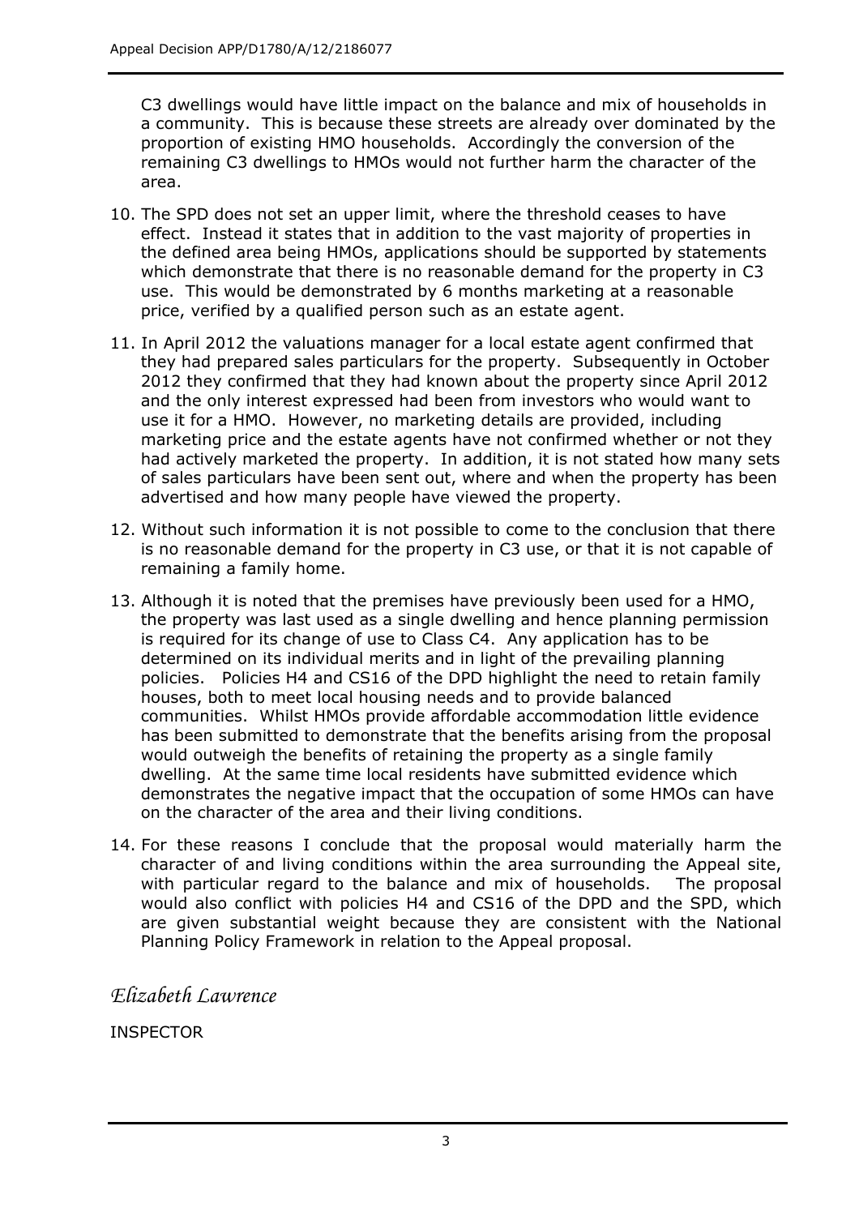C3 dwellings would have little impact on the balance and mix of households in a community. This is because these streets are already over dominated by the proportion of existing HMO households. Accordingly the conversion of the remaining C3 dwellings to HMOs would not further harm the character of the area.

10. The SPD does not set an upper limit, where the threshold ceases to have effect. Instead it states that in addition to the vast majority of properties in the defined area being HMOs, applications should be supported by statements which demonstrate that there is no reasonable demand for the property in C3 use. This would be demonstrated by 6 months marketing at a reasonable price, verified by a qualified person such as an estate agent.

11. In April 2012 the valuations manager for a local estate agent confirmed that they had prepared sales particulars for the property. Subsequently in October 2012 they confirmed that they had known about the property since April 2012 and the only interest expressed had been from investors who would want to use it for a HMO. However, no marketing details are provided, including marketing price and the estate agents have not confirmed whether or not they had actively marketed the property. In addition, it is not stated how many sets of sales particulars have been sent out, where and when the property has been advertised and how many people have viewed the property.

12. Without such information it is not possible to come to the conclusion that there is no reasonable demand for the property in C3 use, or that it is not capable of remaining a family home.

13. Although it is noted that the premises have previously been used for a HMO, the property was last used as a single dwelling and hence planning permission is required for its change of use to Class C4. Any application has to be determined on its individual merits and in light of the prevailing planning policies. Policies H4 and CS16 of the DPD highlight the need to retain family houses, both to meet local housing needs and to provide balanced communities. Whilst HMOs provide affordable accommodation little evidence has been submitted to demonstrate that the benefits arising from the proposal would outweigh the benefits of retaining the property as a single family dwelling. At the same time local residents have submitted evidence which demonstrates the negative impact that the occupation of some HMOs can have on the character of the area and their living conditions.

14. For these reasons I conclude that the proposal would materially harm the character of and living conditions within the area surrounding the Appeal site, with particular regard to the balance and mix of households. The proposal would also conflict with policies H4 and CS16 of the DPD and the SPD, which are given substantial weight because they are consistent with the National Planning Policy Framework in relation to the Appeal proposal.

*Elizabeth Lawrence*

INSPECTOR